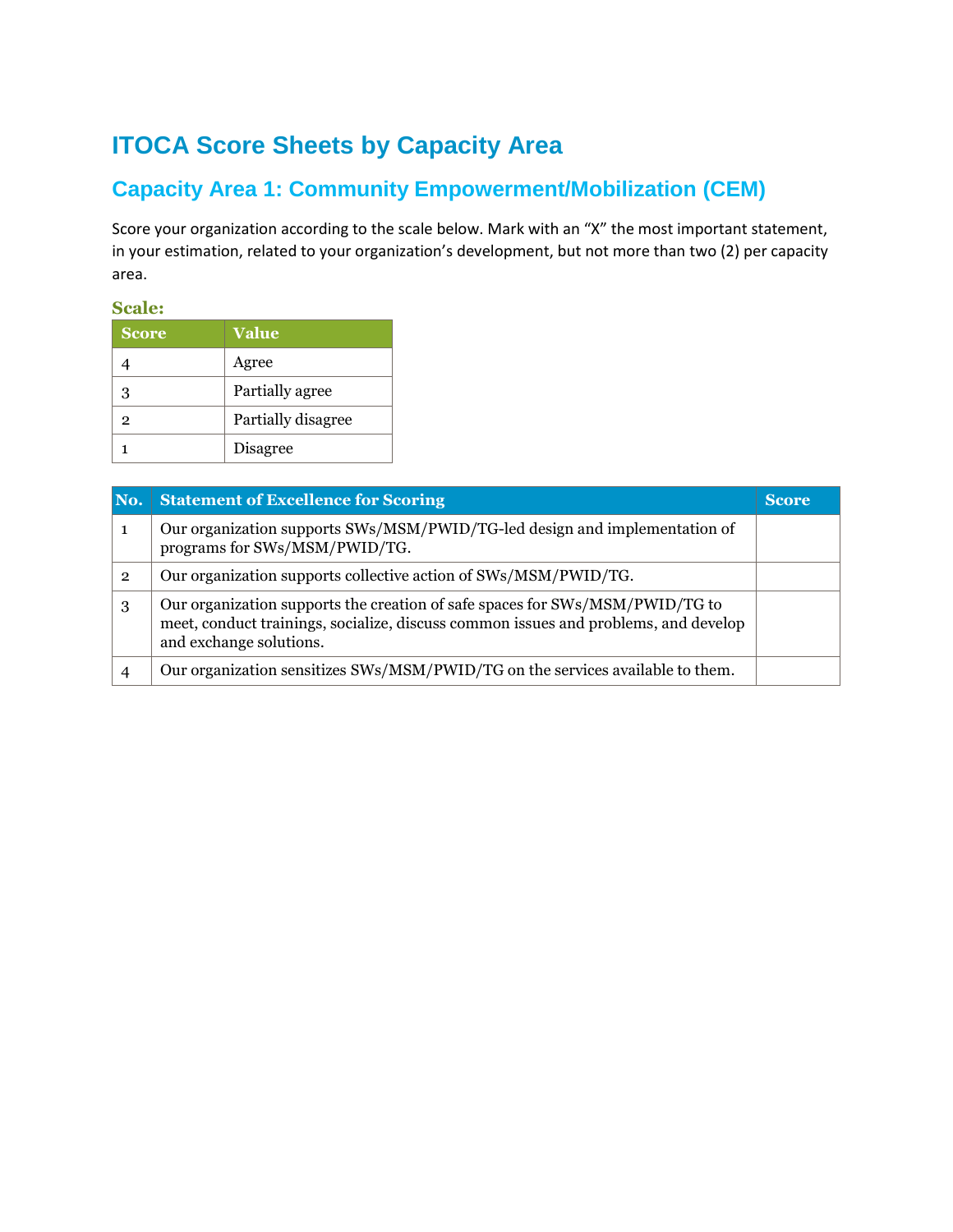# ITOCA Score Sheets by Capacity Area

## Capacity Area 1: Community Empowerment/Mobilization (CEM)

Score your organization according to the scale below. Mark with an "X" the most important statement, in your estimation, related to your organization's development, but not more than two (2) per capacity area.

### Scale:

| Score | Value |
|---|---|
| 4 | Agree |
| 3 | Partially agree |
| 2 | Partially disagree |
| 1 | Disagree |

| No. | Statement of Excellence for Scoring | Score |
|---|---|---|
| 1 | Our organization supports SWs/MSM/PWID/TG-led design and implementation of programs for SWs/MSM/PWID/TG. | |
| 2 | Our organization supports collective action of SWs/MSM/PWID/TG. | |
| 3 | Our organization supports the creation of safe spaces for SWs/MSM/PWID/TG to meet, conduct trainings, socialize, discuss common issues and problems, and develop and exchange solutions. | |
| 4 | Our organization sensitizes SWs/MSM/PWID/TG on the services available to them. | |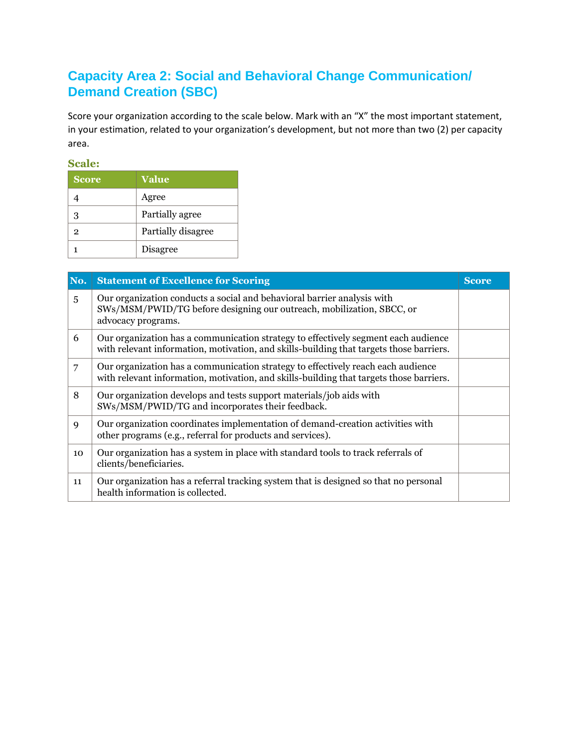## Capacity Area 2: Social and Behavioral Change Communication/ Demand Creation (SBC)

Score your organization according to the scale below. Mark with an "X" the most important statement, in your estimation, related to your organization's development, but not more than two (2) per capacity area.

**Scale:**

| Score | Value |
|---|---|
| 4 | Agree |
| 3 | Partially agree |
| 2 | Partially disagree |
| 1 | Disagree |

| No. | Statement of Excellence for Scoring | Score |
|---|---|---|
| 5 | Our organization conducts a social and behavioral barrier analysis with SWs/MSM/PWID/TG before designing our outreach, mobilization, SBCC, or advocacy programs. | |
| 6 | Our organization has a communication strategy to effectively segment each audience with relevant information, motivation, and skills-building that targets those barriers. | |
| 7 | Our organization has a communication strategy to effectively reach each audience with relevant information, motivation, and skills-building that targets those barriers. | |
| 8 | Our organization develops and tests support materials/job aids with SWs/MSM/PWID/TG and incorporates their feedback. | |
| 9 | Our organization coordinates implementation of demand-creation activities with other programs (e.g., referral for products and services). | |
| 10 | Our organization has a system in place with standard tools to track referrals of clients/beneficiaries. | |
| 11 | Our organization has a referral tracking system that is designed so that no personal health information is collected. | |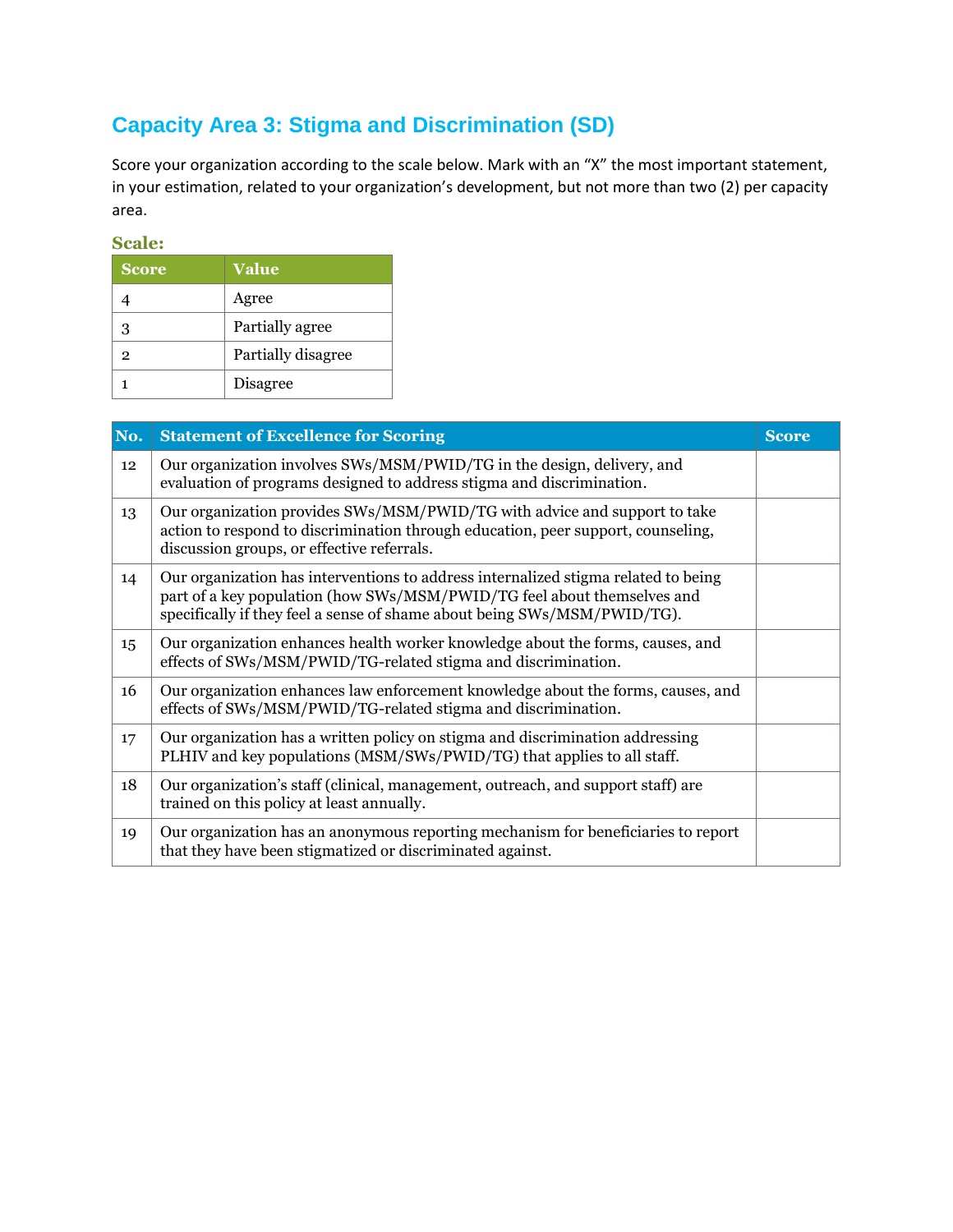## Capacity Area 3: Stigma and Discrimination (SD)

Score your organization according to the scale below. Mark with an "X" the most important statement, in your estimation, related to your organization's development, but not more than two (2) per capacity area.

### Scale:

| Score | Value |
|---|---|
| 4 | Agree |
| 3 | Partially agree |
| 2 | Partially disagree |
| 1 | Disagree |

| No. | Statement of Excellence for Scoring | Score |
|---|---|---|
| 12 | Our organization involves SWs/MSM/PWID/TG in the design, delivery, and evaluation of programs designed to address stigma and discrimination. | |
| 13 | Our organization provides SWs/MSM/PWID/TG with advice and support to take action to respond to discrimination through education, peer support, counseling, discussion groups, or effective referrals. | |
| 14 | Our organization has interventions to address internalized stigma related to being part of a key population (how SWs/MSM/PWID/TG feel about themselves and specifically if they feel a sense of shame about being SWs/MSM/PWID/TG). | |
| 15 | Our organization enhances health worker knowledge about the forms, causes, and effects of SWs/MSM/PWID/TG-related stigma and discrimination. | |
| 16 | Our organization enhances law enforcement knowledge about the forms, causes, and effects of SWs/MSM/PWID/TG-related stigma and discrimination. | |
| 17 | Our organization has a written policy on stigma and discrimination addressing PLHIV and key populations (MSM/SWs/PWID/TG) that applies to all staff. | |
| 18 | Our organization's staff (clinical, management, outreach, and support staff) are trained on this policy at least annually. | |
| 19 | Our organization has an anonymous reporting mechanism for beneficiaries to report that they have been stigmatized or discriminated against. | |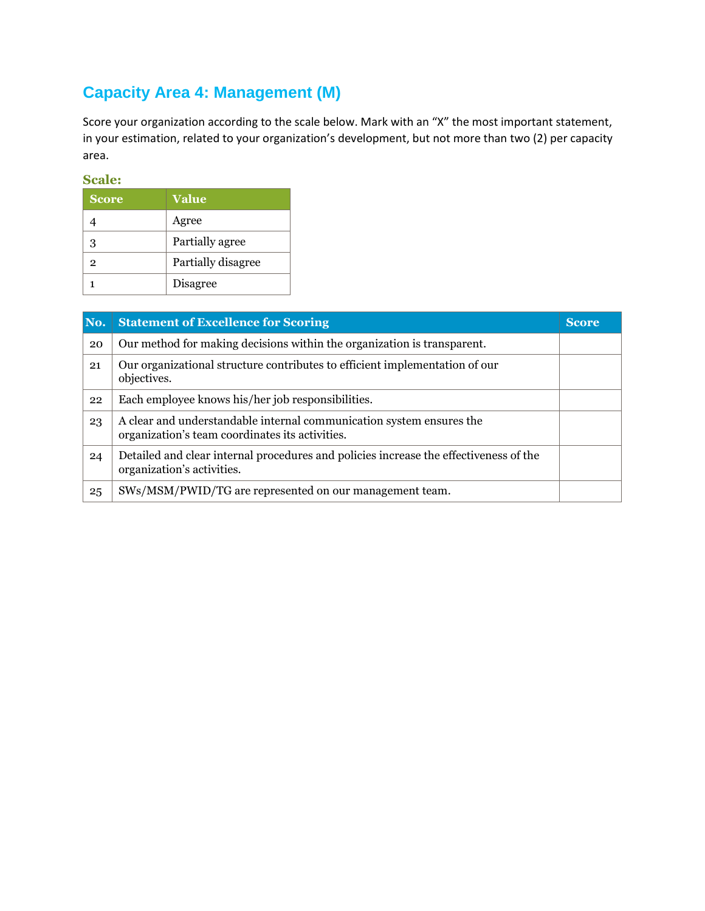## Capacity Area 4: Management (M)

Score your organization according to the scale below. Mark with an "X" the most important statement, in your estimation, related to your organization's development, but not more than two (2) per capacity area.

### Scale:

| Score | Value |
|---|---|
| 4 | Agree |
| 3 | Partially agree |
| 2 | Partially disagree |
| 1 | Disagree |

| No. | Statement of Excellence for Scoring | Score |
|---|---|---|
| 20 | Our method for making decisions within the organization is transparent. | |
| 21 | Our organizational structure contributes to efficient implementation of our objectives. | |
| 22 | Each employee knows his/her job responsibilities. | |
| 23 | A clear and understandable internal communication system ensures the organization's team coordinates its activities. | |
| 24 | Detailed and clear internal procedures and policies increase the effectiveness of the organization's activities. | |
| 25 | SWs/MSM/PWID/TG are represented on our management team. | |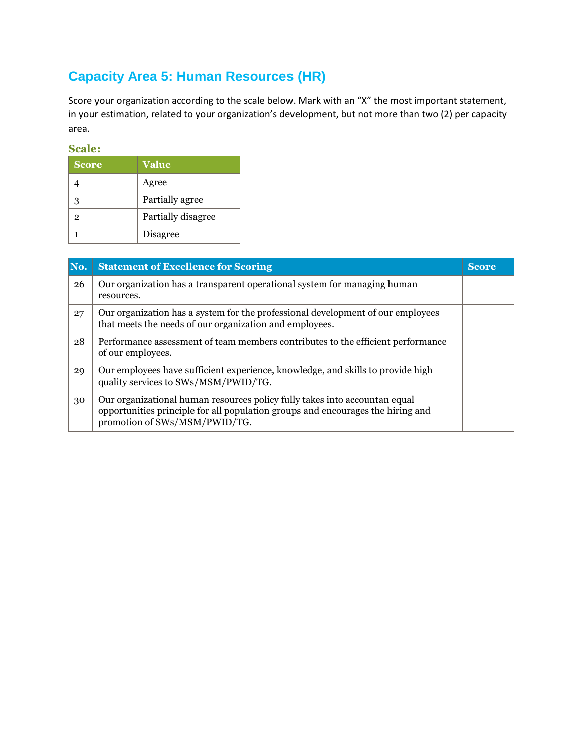## Capacity Area 5: Human Resources (HR)

Score your organization according to the scale below. Mark with an "X" the most important statement, in your estimation, related to your organization's development, but not more than two (2) per capacity area.

**Scale:**

| Score | Value |
|---|---|
| 4 | Agree |
| 3 | Partially agree |
| 2 | Partially disagree |
| 1 | Disagree |

| No. | Statement of Excellence for Scoring | Score |
|---|---|---|
| 26 | Our organization has a transparent operational system for managing human resources. | |
| 27 | Our organization has a system for the professional development of our employees that meets the needs of our organization and employees. | |
| 28 | Performance assessment of team members contributes to the efficient performance of our employees. | |
| 29 | Our employees have sufficient experience, knowledge, and skills to provide high quality services to SWs/MSM/PWID/TG. | |
| 30 | Our organizational human resources policy fully takes into accountan equal opportunities principle for all population groups and encourages the hiring and promotion of SWs/MSM/PWID/TG. | |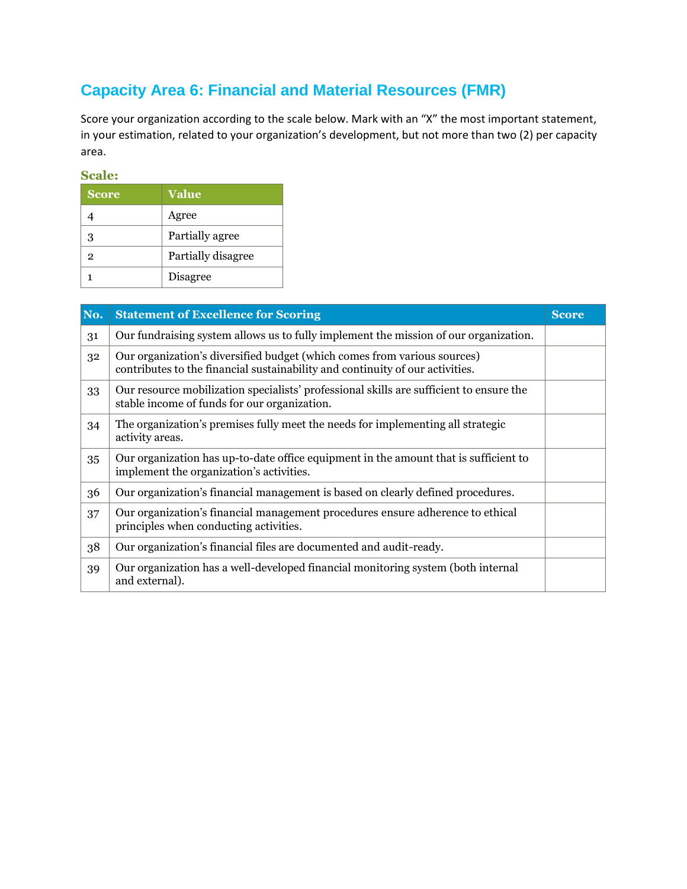## Capacity Area 6: Financial and Material Resources (FMR)

Score your organization according to the scale below. Mark with an "X" the most important statement, in your estimation, related to your organization's development, but not more than two (2) per capacity area.

**Scale:**

| Score | Value |
|---|---|
| 4 | Agree |
| 3 | Partially agree |
| 2 | Partially disagree |
| 1 | Disagree |

| No. | Statement of Excellence for Scoring | Score |
|---|---|---|
| 31 | Our fundraising system allows us to fully implement the mission of our organization. | |
| 32 | Our organization's diversified budget (which comes from various sources) contributes to the financial sustainability and continuity of our activities. | |
| 33 | Our resource mobilization specialists' professional skills are sufficient to ensure the stable income of funds for our organization. | |
| 34 | The organization's premises fully meet the needs for implementing all strategic activity areas. | |
| 35 | Our organization has up-to-date office equipment in the amount that is sufficient to implement the organization's activities. | |
| 36 | Our organization's financial management is based on clearly defined procedures. | |
| 37 | Our organization's financial management procedures ensure adherence to ethical principles when conducting activities. | |
| 38 | Our organization's financial files are documented and audit-ready. | |
| 39 | Our organization has a well-developed financial monitoring system (both internal and external). | |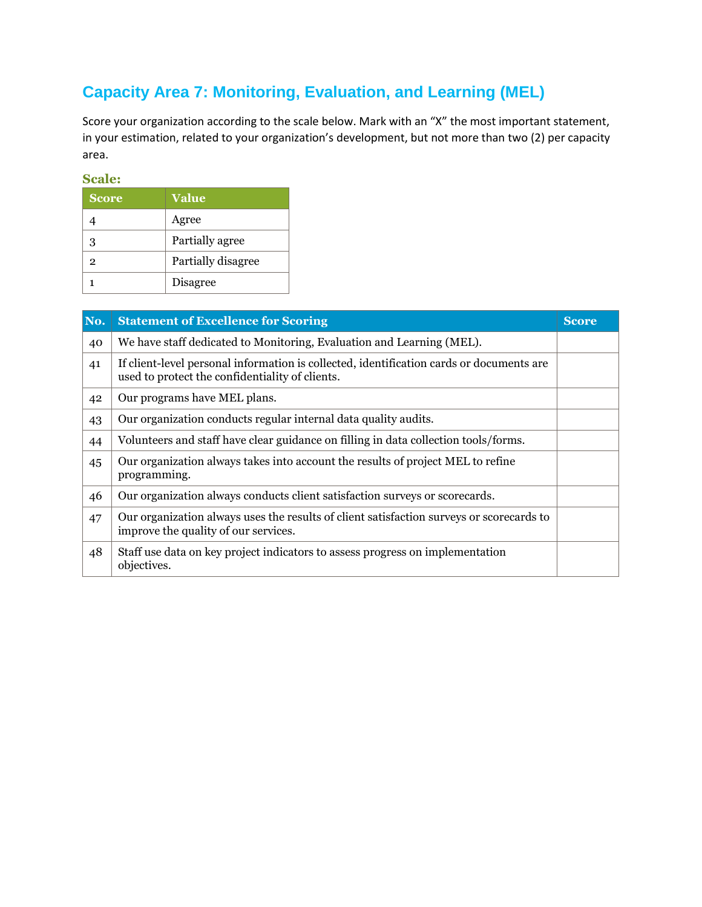## Capacity Area 7: Monitoring, Evaluation, and Learning (MEL)

Score your organization according to the scale below. Mark with an "X" the most important statement, in your estimation, related to your organization's development, but not more than two (2) per capacity area.

**Scale:**

| Score | Value |
| --- | --- |
| 4 | Agree |
| 3 | Partially agree |
| 2 | Partially disagree |
| 1 | Disagree |

| No. | Statement of Excellence for Scoring | Score |
| --- | --- | --- |
| 40 | We have staff dedicated to Monitoring, Evaluation and Learning (MEL). | |
| 41 | If client-level personal information is collected, identification cards or documents are used to protect the confidentiality of clients. | |
| 42 | Our programs have MEL plans. | |
| 43 | Our organization conducts regular internal data quality audits. | |
| 44 | Volunteers and staff have clear guidance on filling in data collection tools/forms. | |
| 45 | Our organization always takes into account the results of project MEL to refine programming. | |
| 46 | Our organization always conducts client satisfaction surveys or scorecards. | |
| 47 | Our organization always uses the results of client satisfaction surveys or scorecards to improve the quality of our services. | |
| 48 | Staff use data on key project indicators to assess progress on implementation objectives. | |